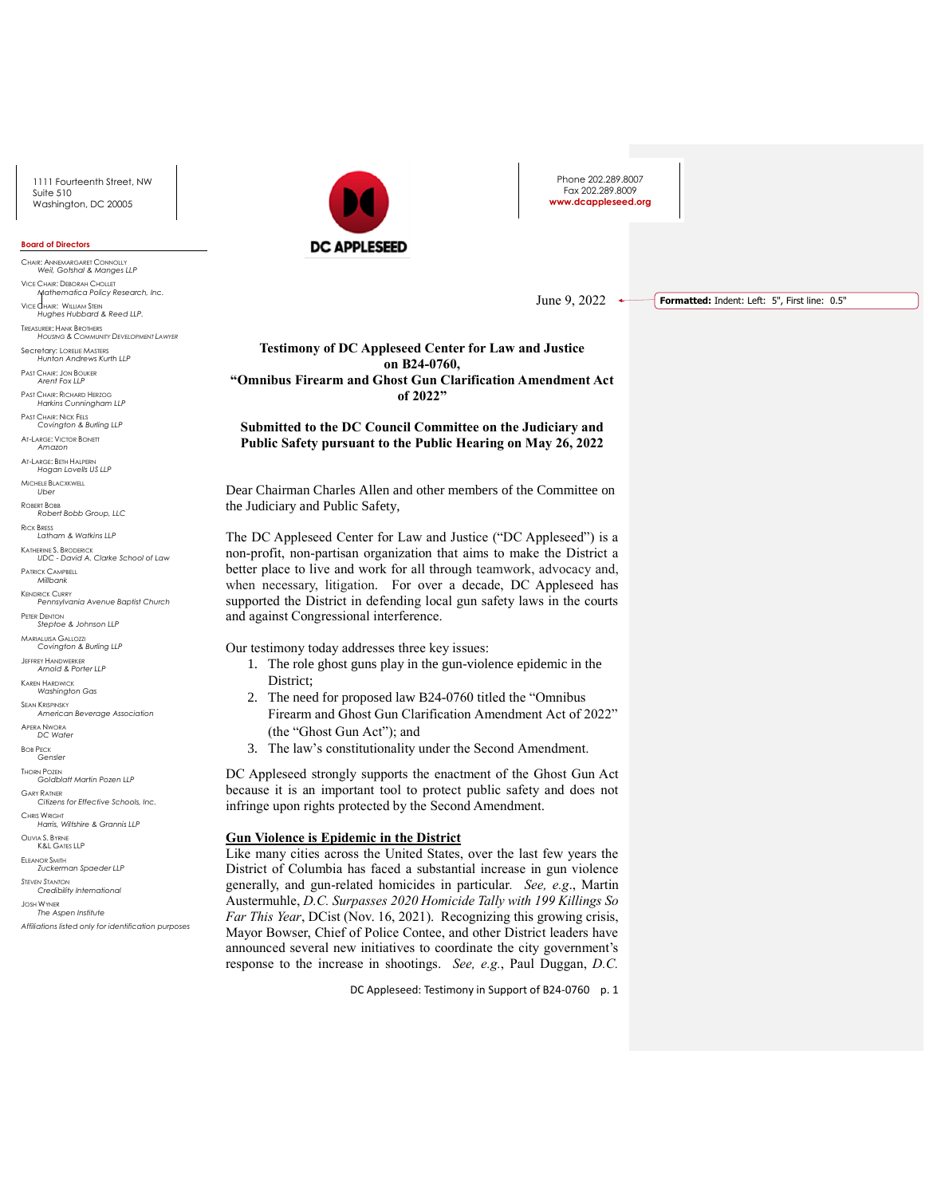1111 Fourteenth Street, NW
Suite 510
Washington, DC 20005

Phone 202.289.8007
Fax 202.289.8009
www.dcappleseed.org

DC APPLESEED

**Board of Directors**

CHAIR: ANNEMARGARET CONNOLLY
*Weil, Gotshal & Manges LLP*

VICE CHAIR: DEBORAH CHOLLET
*Mathematica Policy Research, Inc.*

VICE CHAIR: WILLIAM STEIN
*Hughes Hubbard & Reed LLP.*

TREASURER: HANK BROTHERS
*HOUSING & COMMUNITY DEVELOPMENT LAWYER*

Secretary: LORELIE MASTERS
*Hunton Andrews Kurth LLP*

PAST CHAIR: JON BOUKER
*Arent Fox LLP*

PAST CHAIR: RICHARD HERZOG
*Harkins Cunningham LLP*

PAST CHAIR: NICK FELS
*Covington & Burling LLP*

AT-LARGE: VICTOR BONETT
*Amazon*

AT-LARGE: BETH HALPERN
*Hogan Lovells US LLP*

MICHELE BLACKWELL
*Uber*

ROBERT BOBB
*Robert Bobb Group, LLC*

RICK BRESS
*Latham & Watkins LLP*

KATHERINE S. BRODERICK
*UDC - David A. Clarke School of Law*

PATRICK CAMPBELL
*Millbank*

KENDRICK CURRY
*Pennsylvania Avenue Baptist Church*

PETER DENTON
*Steptoe & Johnson LLP*

MARIALUISA GALLOZZI
*Covington & Burling LLP*

JEFFREY HANDWERKER
*Arnold & Porter LLP*

KAREN HARDWICK
*Washington Gas*

SEAN KRISPINSKY
*American Beverage Association*

APERA NWORA
*DC Water*

BOB PECK
*Gensler*

THORN POZEN
*Goldblatt Martin Pozen LLP*

GARY RATNER
*Citizens for Effective Schools, Inc.*

CHRIS WRIGHT
*Harris, Wiltshire & Grannis LLP*

OLIVIA S. BYRNE
*K&L GATES LLP*

ELEANOR SMITH
*Zuckerman Spaeder LLP*

STEVEN STANTON
*Credibility International*

JOSH WYNER
*The Aspen Institute*

*Affiliations listed only for identification purposes*

June 9, 2022

**Formatted:** Indent: Left: 5", First line: 0.5"

**Testimony of DC Appleseed Center for Law and Justice on B24-0760, "Omnibus Firearm and Ghost Gun Clarification Amendment Act of 2022"**

**Submitted to the DC Council Committee on the Judiciary and Public Safety pursuant to the Public Hearing on May 26, 2022**

Dear Chairman Charles Allen and other members of the Committee on the Judiciary and Public Safety,

The DC Appleseed Center for Law and Justice ("DC Appleseed") is a non-profit, non-partisan organization that aims to make the District a better place to live and work for all through teamwork, advocacy and, when necessary, litigation. For over a decade, DC Appleseed has supported the District in defending local gun safety laws in the courts and against Congressional interference.

Our testimony today addresses three key issues:

1. The role ghost guns play in the gun-violence epidemic in the District;
2. The need for proposed law B24-0760 titled the "Omnibus Firearm and Ghost Gun Clarification Amendment Act of 2022" (the "Ghost Gun Act"); and
3. The law's constitutionality under the Second Amendment.

DC Appleseed strongly supports the enactment of the Ghost Gun Act because it is an important tool to protect public safety and does not infringe upon rights protected by the Second Amendment.

<u>**Gun Violence is Epidemic in the District**</u>

Like many cities across the United States, over the last few years the District of Columbia has faced a substantial increase in gun violence generally, and gun-related homicides in particular. *See, e.g.*, Martin Austermuhle, *D.C. Surpasses 2020 Homicide Tally with 199 Killings So Far This Year*, DCist (Nov. 16, 2021). Recognizing this growing crisis, Mayor Bowser, Chief of Police Contee, and other District leaders have announced several new initiatives to coordinate the city government's response to the increase in shootings. *See, e.g.*, Paul Duggan, *D.C.*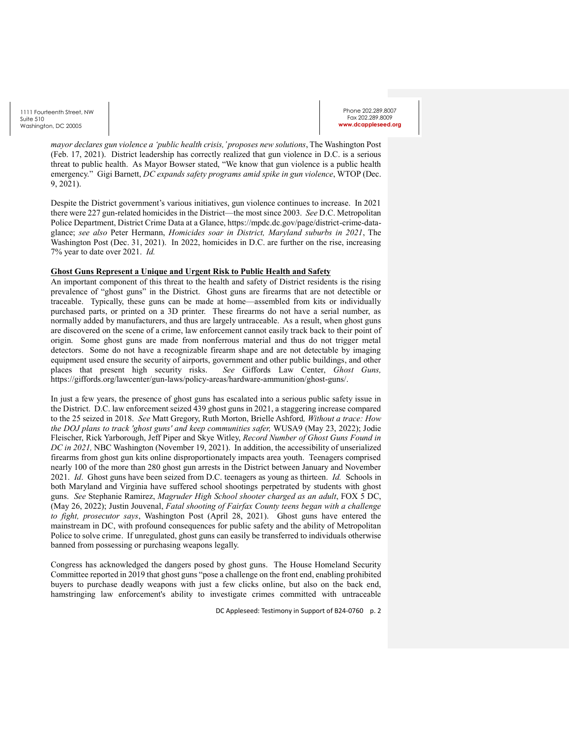*mayor declares gun violence a 'public health crisis,' proposes new solutions*, The Washington Post (Feb. 17, 2021). District leadership has correctly realized that gun violence in D.C. is a serious threat to public health. As Mayor Bowser stated, "We know that gun violence is a public health emergency." Gigi Barnett, *DC expands safety programs amid spike in gun violence*, WTOP (Dec. 9, 2021).

Despite the District government's various initiatives, gun violence continues to increase. In 2021 there were 227 gun-related homicides in the District—the most since 2003. *See* D.C. Metropolitan Police Department, District Crime Data at a Glance, https://mpdc.dc.gov/page/district-crime-data-glance; *see also* Peter Hermann, *Homicides soar in District, Maryland suburbs in 2021*, The Washington Post (Dec. 31, 2021). In 2022, homicides in D.C. are further on the rise, increasing 7% year to date over 2021. *Id.*

**Ghost Guns Represent a Unique and Urgent Risk to Public Health and Safety**

An important component of this threat to the health and safety of District residents is the rising prevalence of "ghost guns" in the District. Ghost guns are firearms that are not detectible or traceable. Typically, these guns can be made at home—assembled from kits or individually purchased parts, or printed on a 3D printer. These firearms do not have a serial number, as normally added by manufacturers, and thus are largely untraceable. As a result, when ghost guns are discovered on the scene of a crime, law enforcement cannot easily track back to their point of origin. Some ghost guns are made from nonferrous material and thus do not trigger metal detectors. Some do not have a recognizable firearm shape and are not detectable by imaging equipment used ensure the security of airports, government and other public buildings, and other places that present high security risks. *See* Giffords Law Center, *Ghost Guns,* https://giffords.org/lawcenter/gun-laws/policy-areas/hardware-ammunition/ghost-guns/.

In just a few years, the presence of ghost guns has escalated into a serious public safety issue in the District. D.C. law enforcement seized 439 ghost guns in 2021, a staggering increase compared to the 25 seized in 2018. *See* Matt Gregory, Ruth Morton, Brielle Ashford*, Without a trace: How the DOJ plans to track 'ghost guns' and keep communities safer,* WUSA9 (May 23, 2022); Jodie Fleischer, Rick Yarborough, Jeff Piper and Skye Witley, *Record Number of Ghost Guns Found in DC in 2021,* NBC Washington (November 19, 2021). In addition, the accessibility of unserialized firearms from ghost gun kits online disproportionately impacts area youth. Teenagers comprised nearly 100 of the more than 280 ghost gun arrests in the District between January and November 2021. *Id*. Ghost guns have been seized from D.C. teenagers as young as thirteen. *Id.* Schools in both Maryland and Virginia have suffered school shootings perpetrated by students with ghost guns. *See* Stephanie Ramirez, *Magruder High School shooter charged as an adult*, FOX 5 DC, (May 26, 2022); Justin Jouvenal, *Fatal shooting of Fairfax County teens began with a challenge to fight, prosecutor says*, Washington Post (April 28, 2021). Ghost guns have entered the mainstream in DC, with profound consequences for public safety and the ability of Metropolitan Police to solve crime. If unregulated, ghost guns can easily be transferred to individuals otherwise banned from possessing or purchasing weapons legally.

Congress has acknowledged the dangers posed by ghost guns. The House Homeland Security Committee reported in 2019 that ghost guns "pose a challenge on the front end, enabling prohibited buyers to purchase deadly weapons with just a few clicks online, but also on the back end, hamstringing law enforcement's ability to investigate crimes committed with untraceable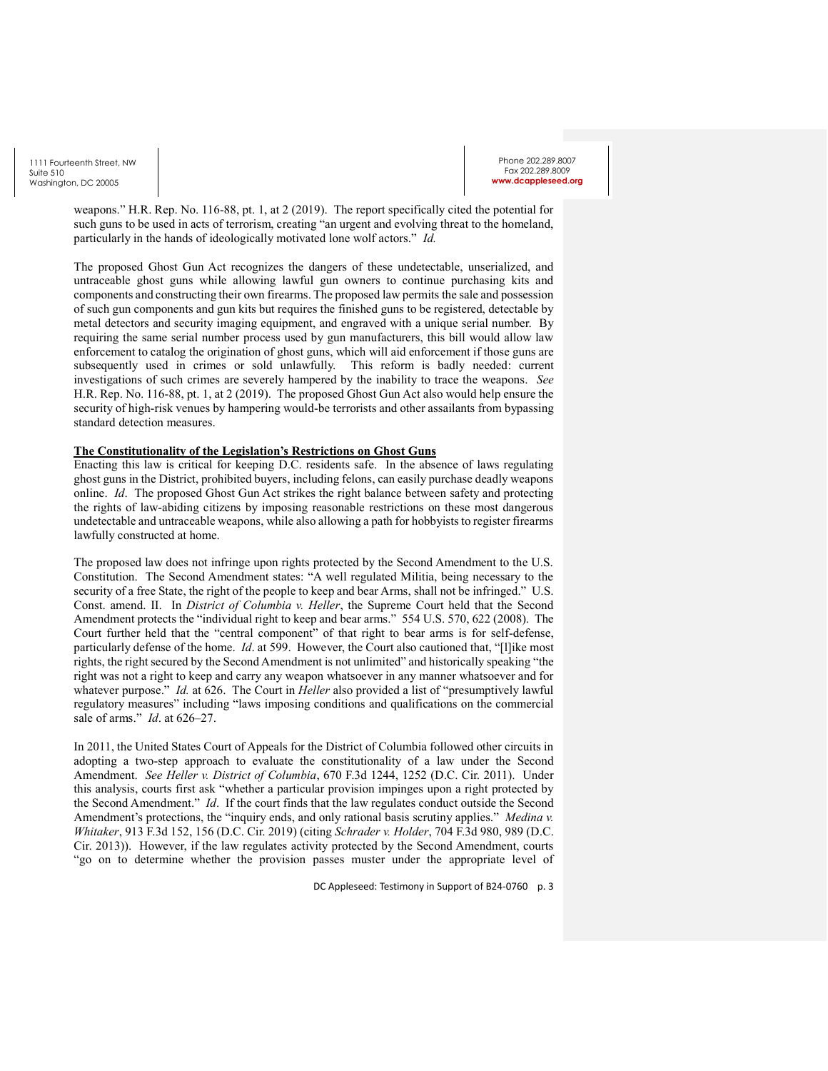weapons." H.R. Rep. No. 116-88, pt. 1, at 2 (2019). The report specifically cited the potential for such guns to be used in acts of terrorism, creating "an urgent and evolving threat to the homeland, particularly in the hands of ideologically motivated lone wolf actors." *Id.*

The proposed Ghost Gun Act recognizes the dangers of these undetectable, unserialized, and untraceable ghost guns while allowing lawful gun owners to continue purchasing kits and components and constructing their own firearms. The proposed law permits the sale and possession of such gun components and gun kits but requires the finished guns to be registered, detectable by metal detectors and security imaging equipment, and engraved with a unique serial number. By requiring the same serial number process used by gun manufacturers, this bill would allow law enforcement to catalog the origination of ghost guns, which will aid enforcement if those guns are subsequently used in crimes or sold unlawfully. This reform is badly needed: current investigations of such crimes are severely hampered by the inability to trace the weapons. *See* H.R. Rep. No. 116-88, pt. 1, at 2 (2019). The proposed Ghost Gun Act also would help ensure the security of high-risk venues by hampering would-be terrorists and other assailants from bypassing standard detection measures.

**The Constitutionality of the Legislation's Restrictions on Ghost Guns**

Enacting this law is critical for keeping D.C. residents safe. In the absence of laws regulating ghost guns in the District, prohibited buyers, including felons, can easily purchase deadly weapons online. *Id*. The proposed Ghost Gun Act strikes the right balance between safety and protecting the rights of law-abiding citizens by imposing reasonable restrictions on these most dangerous undetectable and untraceable weapons, while also allowing a path for hobbyists to register firearms lawfully constructed at home.

The proposed law does not infringe upon rights protected by the Second Amendment to the U.S. Constitution. The Second Amendment states: "A well regulated Militia, being necessary to the security of a free State, the right of the people to keep and bear Arms, shall not be infringed." U.S. Const. amend. II. In *District of Columbia v. Heller*, the Supreme Court held that the Second Amendment protects the "individual right to keep and bear arms." 554 U.S. 570, 622 (2008). The Court further held that the "central component" of that right to bear arms is for self-defense, particularly defense of the home. *Id*. at 599. However, the Court also cautioned that, "[l]ike most rights, the right secured by the Second Amendment is not unlimited" and historically speaking "the right was not a right to keep and carry any weapon whatsoever in any manner whatsoever and for whatever purpose." *Id.* at 626. The Court in *Heller* also provided a list of "presumptively lawful regulatory measures" including "laws imposing conditions and qualifications on the commercial sale of arms." *Id*. at 626–27.

In 2011, the United States Court of Appeals for the District of Columbia followed other circuits in adopting a two-step approach to evaluate the constitutionality of a law under the Second Amendment. *See Heller v. District of Columbia*, 670 F.3d 1244, 1252 (D.C. Cir. 2011). Under this analysis, courts first ask "whether a particular provision impinges upon a right protected by the Second Amendment." *Id*. If the court finds that the law regulates conduct outside the Second Amendment's protections, the "inquiry ends, and only rational basis scrutiny applies." *Medina v. Whitaker*, 913 F.3d 152, 156 (D.C. Cir. 2019) (citing *Schrader v. Holder*, 704 F.3d 980, 989 (D.C. Cir. 2013)). However, if the law regulates activity protected by the Second Amendment, courts "go on to determine whether the provision passes muster under the appropriate level of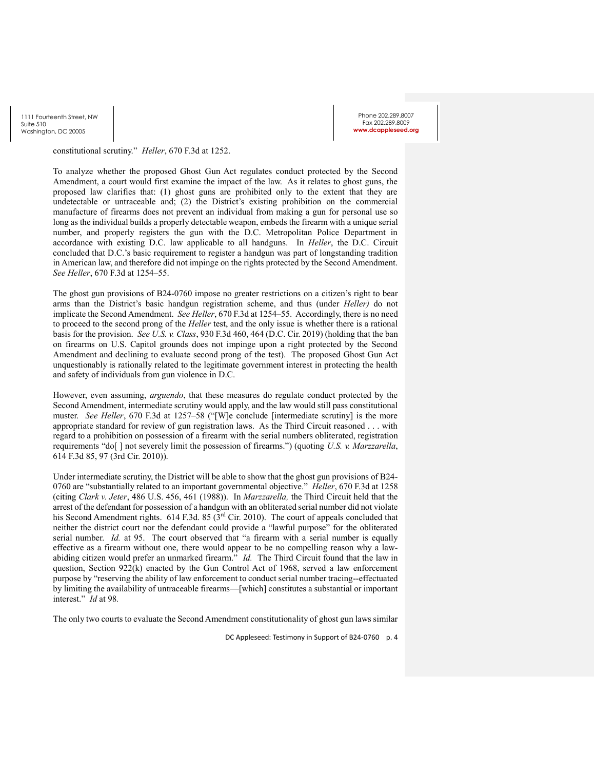constitutional scrutiny." *Heller*, 670 F.3d at 1252.

To analyze whether the proposed Ghost Gun Act regulates conduct protected by the Second Amendment, a court would first examine the impact of the law. As it relates to ghost guns, the proposed law clarifies that: (1) ghost guns are prohibited only to the extent that they are undetectable or untraceable and; (2) the District's existing prohibition on the commercial manufacture of firearms does not prevent an individual from making a gun for personal use so long as the individual builds a properly detectable weapon, embeds the firearm with a unique serial number, and properly registers the gun with the D.C. Metropolitan Police Department in accordance with existing D.C. law applicable to all handguns. In *Heller*, the D.C. Circuit concluded that D.C.'s basic requirement to register a handgun was part of longstanding tradition in American law, and therefore did not impinge on the rights protected by the Second Amendment. *See Heller*, 670 F.3d at 1254–55.

The ghost gun provisions of B24-0760 impose no greater restrictions on a citizen's right to bear arms than the District's basic handgun registration scheme, and thus (under *Heller)* do not implicate the Second Amendment. *See Heller*, 670 F.3d at 1254–55. Accordingly, there is no need to proceed to the second prong of the *Heller* test, and the only issue is whether there is a rational basis for the provision. *See U.S. v. Class*, 930 F.3d 460, 464 (D.C. Cir. 2019) (holding that the ban on firearms on U.S. Capitol grounds does not impinge upon a right protected by the Second Amendment and declining to evaluate second prong of the test). The proposed Ghost Gun Act unquestionably is rationally related to the legitimate government interest in protecting the health and safety of individuals from gun violence in D.C.

However, even assuming, *arguendo*, that these measures do regulate conduct protected by the Second Amendment, intermediate scrutiny would apply, and the law would still pass constitutional muster. *See Heller*, 670 F.3d at 1257–58 ("[W]e conclude [intermediate scrutiny] is the more appropriate standard for review of gun registration laws. As the Third Circuit reasoned . . . with regard to a prohibition on possession of a firearm with the serial numbers obliterated, registration requirements "do[ ] not severely limit the possession of firearms.") (quoting *U.S. v. Marzzarella*, 614 F.3d 85, 97 (3rd Cir. 2010)).

Under intermediate scrutiny, the District will be able to show that the ghost gun provisions of B24-0760 are "substantially related to an important governmental objective." *Heller*, 670 F.3d at 1258 (citing *Clark v. Jeter*, 486 U.S. 456, 461 (1988)). In *Marzzarella,* the Third Circuit held that the arrest of the defendant for possession of a handgun with an obliterated serial number did not violate his Second Amendment rights. 614 F.3d. 85 (3rd Cir. 2010). The court of appeals concluded that neither the district court nor the defendant could provide a "lawful purpose" for the obliterated serial number. *Id.* at 95. The court observed that "a firearm with a serial number is equally effective as a firearm without one, there would appear to be no compelling reason why a law-abiding citizen would prefer an unmarked firearm." *Id.* The Third Circuit found that the law in question, Section 922(k) enacted by the Gun Control Act of 1968, served a law enforcement purpose by "reserving the ability of law enforcement to conduct serial number tracing--effectuated by limiting the availability of untraceable firearms—[which] constitutes a substantial or important interest." *Id* at 98*.*

The only two courts to evaluate the Second Amendment constitutionality of ghost gun laws similar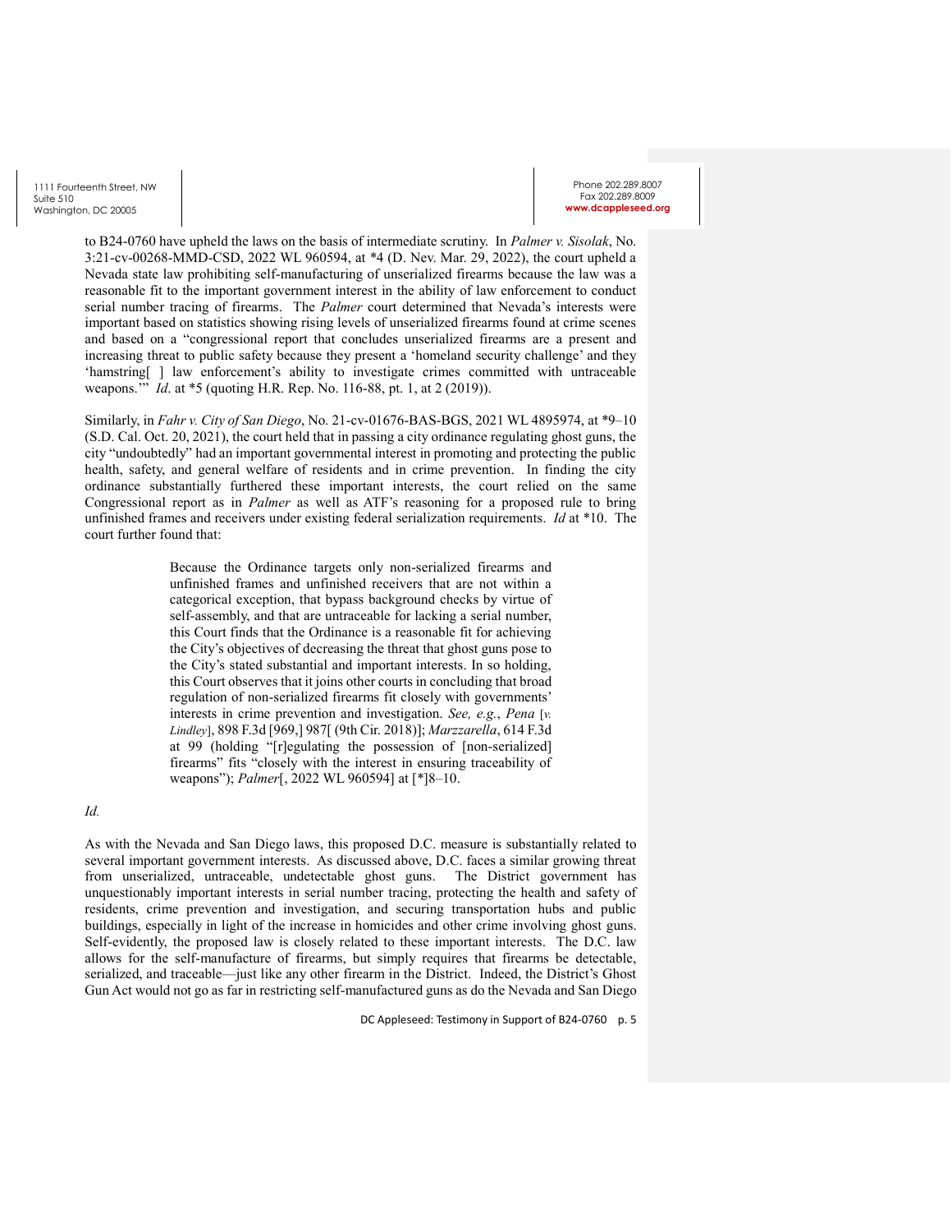to B24-0760 have upheld the laws on the basis of intermediate scrutiny. In *Palmer v. Sisolak*, No. 3:21-cv-00268-MMD-CSD, 2022 WL 960594, at *4 (D. Nev. Mar. 29, 2022), the court upheld a Nevada state law prohibiting self-manufacturing of unserialized firearms because the law was a reasonable fit to the important government interest in the ability of law enforcement to conduct serial number tracing of firearms. The *Palmer* court determined that Nevada's interests were important based on statistics showing rising levels of unserialized firearms found at crime scenes and based on a "congressional report that concludes unserialized firearms are a present and increasing threat to public safety because they present a 'homeland security challenge' and they 'hamstring[ ] law enforcement's ability to investigate crimes committed with untraceable weapons.'" *Id*. at *5 (quoting H.R. Rep. No. 116-88, pt. 1, at 2 (2019)).

Similarly, in *Fahr v. City of San Diego*, No. 21-cv-01676-BAS-BGS, 2021 WL 4895974, at *9–10 (S.D. Cal. Oct. 20, 2021), the court held that in passing a city ordinance regulating ghost guns, the city "undoubtedly" had an important governmental interest in promoting and protecting the public health, safety, and general welfare of residents and in crime prevention. In finding the city ordinance substantially furthered these important interests, the court relied on the same Congressional report as in *Palmer* as well as ATF's reasoning for a proposed rule to bring unfinished frames and receivers under existing federal serialization requirements. *Id* at *10. The court further found that:

> Because the Ordinance targets only non-serialized firearms and unfinished frames and unfinished receivers that are not within a categorical exception, that bypass background checks by virtue of self-assembly, and that are untraceable for lacking a serial number, this Court finds that the Ordinance is a reasonable fit for achieving the City's objectives of decreasing the threat that ghost guns pose to the City's stated substantial and important interests. In so holding, this Court observes that it joins other courts in concluding that broad regulation of non-serialized firearms fit closely with governments' interests in crime prevention and investigation. *See, e.g.*, *Pena* [*v. Lindley*], 898 F.3d [969,] 987[ (9th Cir. 2018)]; *Marzzarella*, 614 F.3d at 99 (holding "[r]egulating the possession of [non-serialized] firearms" fits "closely with the interest in ensuring traceability of weapons"); *Palmer*[, 2022 WL 960594] at [*]8–10.

*Id.*

As with the Nevada and San Diego laws, this proposed D.C. measure is substantially related to several important government interests. As discussed above, D.C. faces a similar growing threat from unserialized, untraceable, undetectable ghost guns. The District government has unquestionably important interests in serial number tracing, protecting the health and safety of residents, crime prevention and investigation, and securing transportation hubs and public buildings, especially in light of the increase in homicides and other crime involving ghost guns. Self-evidently, the proposed law is closely related to these important interests. The D.C. law allows for the self-manufacture of firearms, but simply requires that firearms be detectable, serialized, and traceable—just like any other firearm in the District. Indeed, the District's Ghost Gun Act would not go as far in restricting self-manufactured guns as do the Nevada and San Diego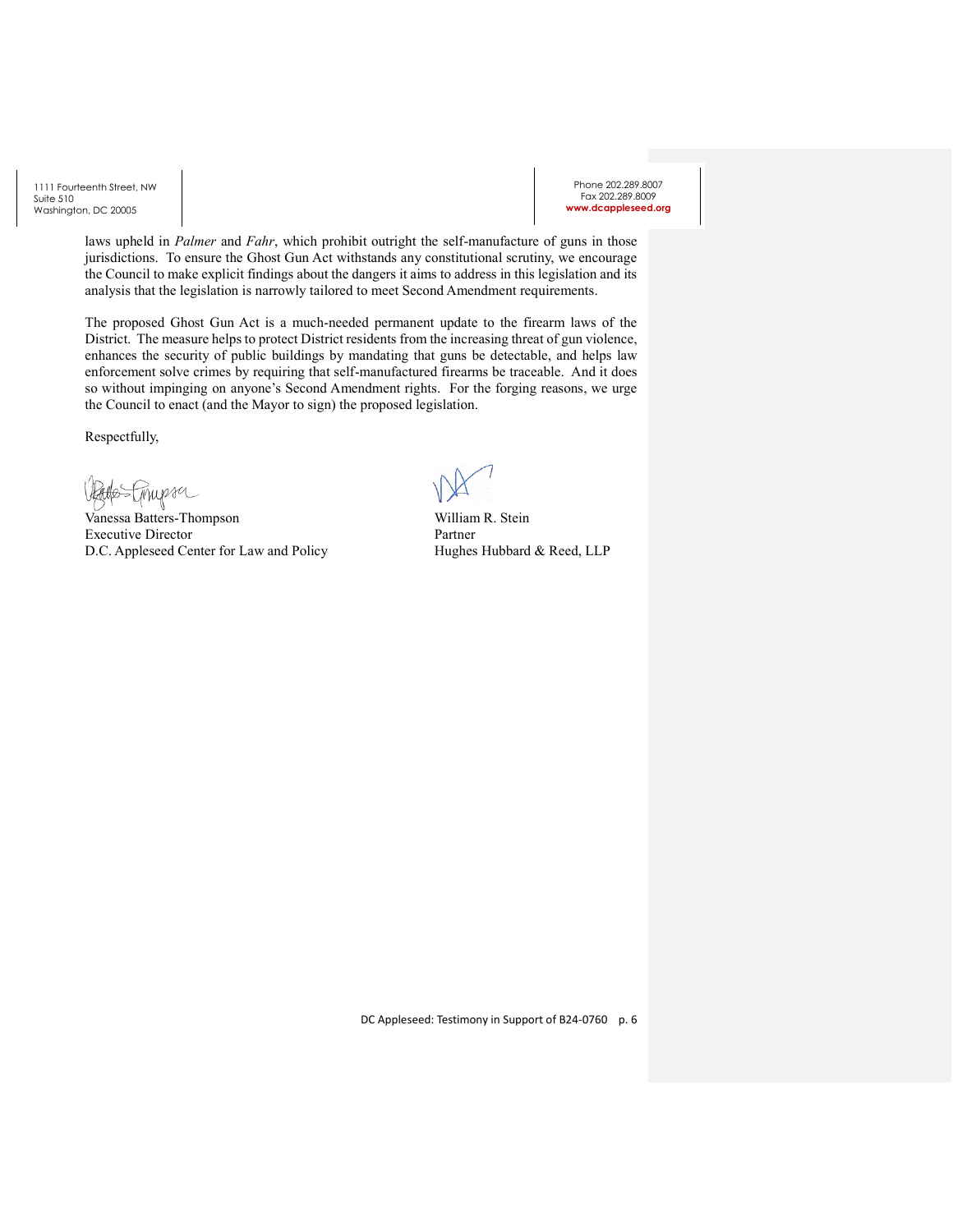laws upheld in *Palmer* and *Fahr*, which prohibit outright the self-manufacture of guns in those jurisdictions. To ensure the Ghost Gun Act withstands any constitutional scrutiny, we encourage the Council to make explicit findings about the dangers it aims to address in this legislation and its analysis that the legislation is narrowly tailored to meet Second Amendment requirements.

The proposed Ghost Gun Act is a much-needed permanent update to the firearm laws of the District. The measure helps to protect District residents from the increasing threat of gun violence, enhances the security of public buildings by mandating that guns be detectable, and helps law enforcement solve crimes by requiring that self-manufactured firearms be traceable. And it does so without impinging on anyone's Second Amendment rights. For the forging reasons, we urge the Council to enact (and the Mayor to sign) the proposed legislation.

Respectfully,

Vanessa Batters-Thompson
Executive Director
D.C. Appleseed Center for Law and Policy

William R. Stein
Partner
Hughes Hubbard & Reed, LLP